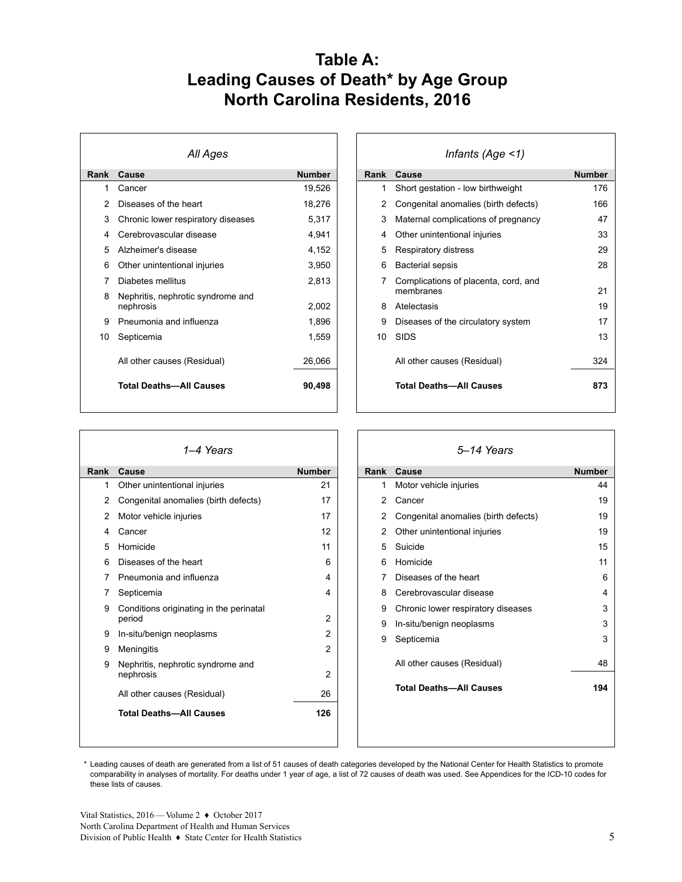# Table A:
# Leading Causes of Death* by Age Group
# North Carolina Residents, 2016

### *All Ages*

| Rank | Cause | Number |
|---|---|---|
| 1 | Cancer | 19,526 |
| 2 | Diseases of the heart | 18,276 |
| 3 | Chronic lower respiratory diseases | 5,317 |
| 4 | Cerebrovascular disease | 4,941 |
| 5 | Alzheimer's disease | 4,152 |
| 6 | Other unintentional injuries | 3,950 |
| 7 | Diabetes mellitus | 2,813 |
| 8 | Nephritis, nephrotic syndrome and nephrosis | 2,002 |
| 9 | Pneumonia and influenza | 1,896 |
| 10 | Septicemia | 1,559 |
| | All other causes (Residual) | 26,066 |
| | **Total Deaths—All Causes** | **90,498** |

### *Infants (Age <1)*

| Rank | Cause | Number |
|---|---|---|
| 1 | Short gestation - low birthweight | 176 |
| 2 | Congenital anomalies (birth defects) | 166 |
| 3 | Maternal complications of pregnancy | 47 |
| 4 | Other unintentional injuries | 33 |
| 5 | Respiratory distress | 29 |
| 6 | Bacterial sepsis | 28 |
| 7 | Complications of placenta, cord, and membranes | 21 |
| 8 | Atelectasis | 19 |
| 9 | Diseases of the circulatory system | 17 |
| 10 | SIDS | 13 |
| | All other causes (Residual) | 324 |
| | **Total Deaths—All Causes** | **873** |

### *1–4 Years*

| Rank | Cause | Number |
|---|---|---|
| 1 | Other unintentional injuries | 21 |
| 2 | Congenital anomalies (birth defects) | 17 |
| 2 | Motor vehicle injuries | 17 |
| 4 | Cancer | 12 |
| 5 | Homicide | 11 |
| 6 | Diseases of the heart | 6 |
| 7 | Pneumonia and influenza | 4 |
| 7 | Septicemia | 4 |
| 9 | Conditions originating in the perinatal period | 2 |
| 9 | In-situ/benign neoplasms | 2 |
| 9 | Meningitis | 2 |
| 9 | Nephritis, nephrotic syndrome and nephrosis | 2 |
| | All other causes (Residual) | 26 |
| | **Total Deaths—All Causes** | **126** |

### *5–14 Years*

| Rank | Cause | Number |
|---|---|---|
| 1 | Motor vehicle injuries | 44 |
| 2 | Cancer | 19 |
| 2 | Congenital anomalies (birth defects) | 19 |
| 2 | Other unintentional injuries | 19 |
| 5 | Suicide | 15 |
| 6 | Homicide | 11 |
| 7 | Diseases of the heart | 6 |
| 8 | Cerebrovascular disease | 4 |
| 9 | Chronic lower respiratory diseases | 3 |
| 9 | In-situ/benign neoplasms | 3 |
| 9 | Septicemia | 3 |
| | All other causes (Residual) | 48 |
| | **Total Deaths—All Causes** | **194** |

\* Leading causes of death are generated from a list of 51 causes of death categories developed by the National Center for Health Statistics to promote comparability in analyses of mortality. For deaths under 1 year of age, a list of 72 causes of death was used. See Appendices for the ICD-10 codes for these lists of causes.

Vital Statistics, 2016 — Volume 2 ♦ October 2017
North Carolina Department of Health and Human Services
Division of Public Health ♦ State Center for Health Statistics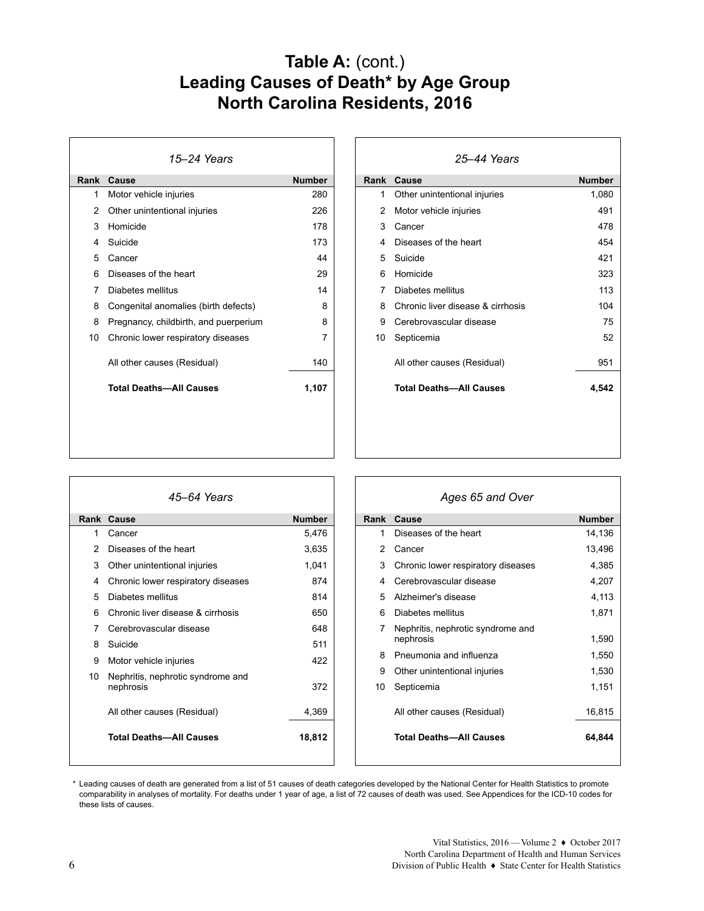# **Table A:** (cont.)
# Leading Causes of Death* by Age Group
# North Carolina Residents, 2016

*15–24 Years*

| Rank | Cause | Number |
|---|---|---|
| 1 | Motor vehicle injuries | 280 |
| 2 | Other unintentional injuries | 226 |
| 3 | Homicide | 178 |
| 4 | Suicide | 173 |
| 5 | Cancer | 44 |
| 6 | Diseases of the heart | 29 |
| 7 | Diabetes mellitus | 14 |
| 8 | Congenital anomalies (birth defects) | 8 |
| 8 | Pregnancy, childbirth, and puerperium | 8 |
| 10 | Chronic lower respiratory diseases | 7 |
| | All other causes (Residual) | 140 |
| | **Total Deaths—All Causes** | **1,107** |

*25–44 Years*

| Rank | Cause | Number |
|---|---|---|
| 1 | Other unintentional injuries | 1,080 |
| 2 | Motor vehicle injuries | 491 |
| 3 | Cancer | 478 |
| 4 | Diseases of the heart | 454 |
| 5 | Suicide | 421 |
| 6 | Homicide | 323 |
| 7 | Diabetes mellitus | 113 |
| 8 | Chronic liver disease & cirrhosis | 104 |
| 9 | Cerebrovascular disease | 75 |
| 10 | Septicemia | 52 |
| | All other causes (Residual) | 951 |
| | **Total Deaths—All Causes** | **4,542** |

*45–64 Years*

| Rank | Cause | Number |
|---|---|---|
| 1 | Cancer | 5,476 |
| 2 | Diseases of the heart | 3,635 |
| 3 | Other unintentional injuries | 1,041 |
| 4 | Chronic lower respiratory diseases | 874 |
| 5 | Diabetes mellitus | 814 |
| 6 | Chronic liver disease & cirrhosis | 650 |
| 7 | Cerebrovascular disease | 648 |
| 8 | Suicide | 511 |
| 9 | Motor vehicle injuries | 422 |
| 10 | Nephritis, nephrotic syndrome and nephrosis | 372 |
| | All other causes (Residual) | 4,369 |
| | **Total Deaths—All Causes** | **18,812** |

*Ages 65 and Over*

| Rank | Cause | Number |
|---|---|---|
| 1 | Diseases of the heart | 14,136 |
| 2 | Cancer | 13,496 |
| 3 | Chronic lower respiratory diseases | 4,385 |
| 4 | Cerebrovascular disease | 4,207 |
| 5 | Alzheimer's disease | 4,113 |
| 6 | Diabetes mellitus | 1,871 |
| 7 | Nephritis, nephrotic syndrome and nephrosis | 1,590 |
| 8 | Pneumonia and influenza | 1,550 |
| 9 | Other unintentional injuries | 1,530 |
| 10 | Septicemia | 1,151 |
| | All other causes (Residual) | 16,815 |
| | **Total Deaths—All Causes** | **64,844** |

\* Leading causes of death are generated from a list of 51 causes of death categories developed by the National Center for Health Statistics to promote comparability in analyses of mortality. For deaths under 1 year of age, a list of 72 causes of death was used. See Appendices for the ICD-10 codes for these lists of causes.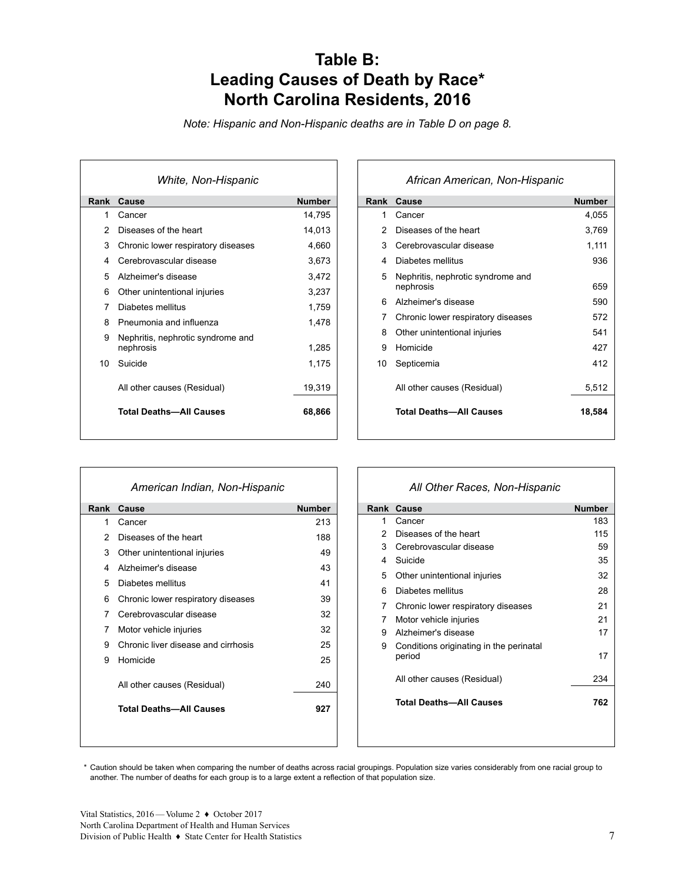# Table B: Leading Causes of Death by Race* North Carolina Residents, 2016

*Note: Hispanic and Non-Hispanic deaths are in Table D on page 8.*

*White, Non-Hispanic*

| Rank | Cause | Number |
|---|---|---|
| 1 | Cancer | 14,795 |
| 2 | Diseases of the heart | 14,013 |
| 3 | Chronic lower respiratory diseases | 4,660 |
| 4 | Cerebrovascular disease | 3,673 |
| 5 | Alzheimer's disease | 3,472 |
| 6 | Other unintentional injuries | 3,237 |
| 7 | Diabetes mellitus | 1,759 |
| 8 | Pneumonia and influenza | 1,478 |
| 9 | Nephritis, nephrotic syndrome and nephrosis | 1,285 |
| 10 | Suicide | 1,175 |
| | All other causes (Residual) | 19,319 |
| | **Total Deaths—All Causes** | **68,866** |

*African American, Non-Hispanic*

| Rank | Cause | Number |
|---|---|---|
| 1 | Cancer | 4,055 |
| 2 | Diseases of the heart | 3,769 |
| 3 | Cerebrovascular disease | 1,111 |
| 4 | Diabetes mellitus | 936 |
| 5 | Nephritis, nephrotic syndrome and nephrosis | 659 |
| 6 | Alzheimer's disease | 590 |
| 7 | Chronic lower respiratory diseases | 572 |
| 8 | Other unintentional injuries | 541 |
| 9 | Homicide | 427 |
| 10 | Septicemia | 412 |
| | All other causes (Residual) | 5,512 |
| | **Total Deaths—All Causes** | **18,584** |

*American Indian, Non-Hispanic*

| Rank | Cause | Number |
|---|---|---|
| 1 | Cancer | 213 |
| 2 | Diseases of the heart | 188 |
| 3 | Other unintentional injuries | 49 |
| 4 | Alzheimer's disease | 43 |
| 5 | Diabetes mellitus | 41 |
| 6 | Chronic lower respiratory diseases | 39 |
| 7 | Cerebrovascular disease | 32 |
| 7 | Motor vehicle injuries | 32 |
| 9 | Chronic liver disease and cirrhosis | 25 |
| 9 | Homicide | 25 |
| | All other causes (Residual) | 240 |
| | **Total Deaths—All Causes** | **927** |

*All Other Races, Non-Hispanic*

| Rank | Cause | Number |
|---|---|---|
| 1 | Cancer | 183 |
| 2 | Diseases of the heart | 115 |
| 3 | Cerebrovascular disease | 59 |
| 4 | Suicide | 35 |
| 5 | Other unintentional injuries | 32 |
| 6 | Diabetes mellitus | 28 |
| 7 | Chronic lower respiratory diseases | 21 |
| 7 | Motor vehicle injuries | 21 |
| 9 | Alzheimer's disease | 17 |
| 9 | Conditions originating in the perinatal period | 17 |
| | All other causes (Residual) | 234 |
| | **Total Deaths—All Causes** | **762** |

\* Caution should be taken when comparing the number of deaths across racial groupings. Population size varies considerably from one racial group to another. The number of deaths for each group is to a large extent a reflection of that population size.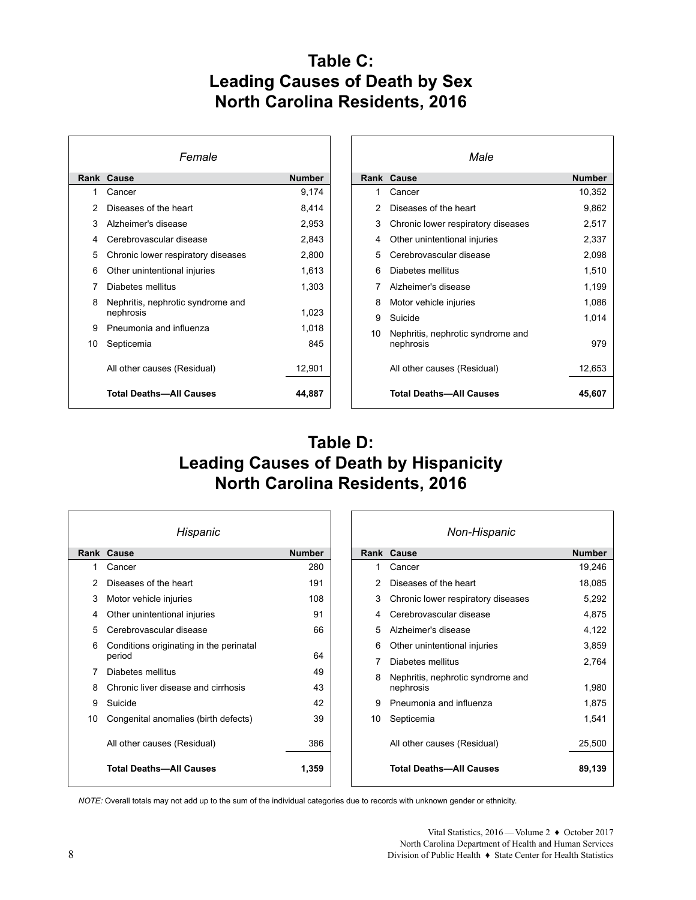# Table C: Leading Causes of Death by Sex North Carolina Residents, 2016

*Female*

| Rank | Cause | Number |
|---|---|---|
| 1 | Cancer | 9,174 |
| 2 | Diseases of the heart | 8,414 |
| 3 | Alzheimer's disease | 2,953 |
| 4 | Cerebrovascular disease | 2,843 |
| 5 | Chronic lower respiratory diseases | 2,800 |
| 6 | Other unintentional injuries | 1,613 |
| 7 | Diabetes mellitus | 1,303 |
| 8 | Nephritis, nephrotic syndrome and nephrosis | 1,023 |
| 9 | Pneumonia and influenza | 1,018 |
| 10 | Septicemia | 845 |
| | All other causes (Residual) | 12,901 |
| | **Total Deaths—All Causes** | **44,887** |

*Male*

| Rank | Cause | Number |
|---|---|---|
| 1 | Cancer | 10,352 |
| 2 | Diseases of the heart | 9,862 |
| 3 | Chronic lower respiratory diseases | 2,517 |
| 4 | Other unintentional injuries | 2,337 |
| 5 | Cerebrovascular disease | 2,098 |
| 6 | Diabetes mellitus | 1,510 |
| 7 | Alzheimer's disease | 1,199 |
| 8 | Motor vehicle injuries | 1,086 |
| 9 | Suicide | 1,014 |
| 10 | Nephritis, nephrotic syndrome and nephrosis | 979 |
| | All other causes (Residual) | 12,653 |
| | **Total Deaths—All Causes** | **45,607** |

# Table D: Leading Causes of Death by Hispanicity North Carolina Residents, 2016

*Hispanic*

| Rank | Cause | Number |
|---|---|---|
| 1 | Cancer | 280 |
| 2 | Diseases of the heart | 191 |
| 3 | Motor vehicle injuries | 108 |
| 4 | Other unintentional injuries | 91 |
| 5 | Cerebrovascular disease | 66 |
| 6 | Conditions originating in the perinatal period | 64 |
| 7 | Diabetes mellitus | 49 |
| 8 | Chronic liver disease and cirrhosis | 43 |
| 9 | Suicide | 42 |
| 10 | Congenital anomalies (birth defects) | 39 |
| | All other causes (Residual) | 386 |
| | **Total Deaths—All Causes** | **1,359** |

*Non-Hispanic*

| Rank | Cause | Number |
|---|---|---|
| 1 | Cancer | 19,246 |
| 2 | Diseases of the heart | 18,085 |
| 3 | Chronic lower respiratory diseases | 5,292 |
| 4 | Cerebrovascular disease | 4,875 |
| 5 | Alzheimer's disease | 4,122 |
| 6 | Other unintentional injuries | 3,859 |
| 7 | Diabetes mellitus | 2,764 |
| 8 | Nephritis, nephrotic syndrome and nephrosis | 1,980 |
| 9 | Pneumonia and influenza | 1,875 |
| 10 | Septicemia | 1,541 |
| | All other causes (Residual) | 25,500 |
| | **Total Deaths—All Causes** | **89,139** |

*NOTE:* Overall totals may not add up to the sum of the individual categories due to records with unknown gender or ethnicity.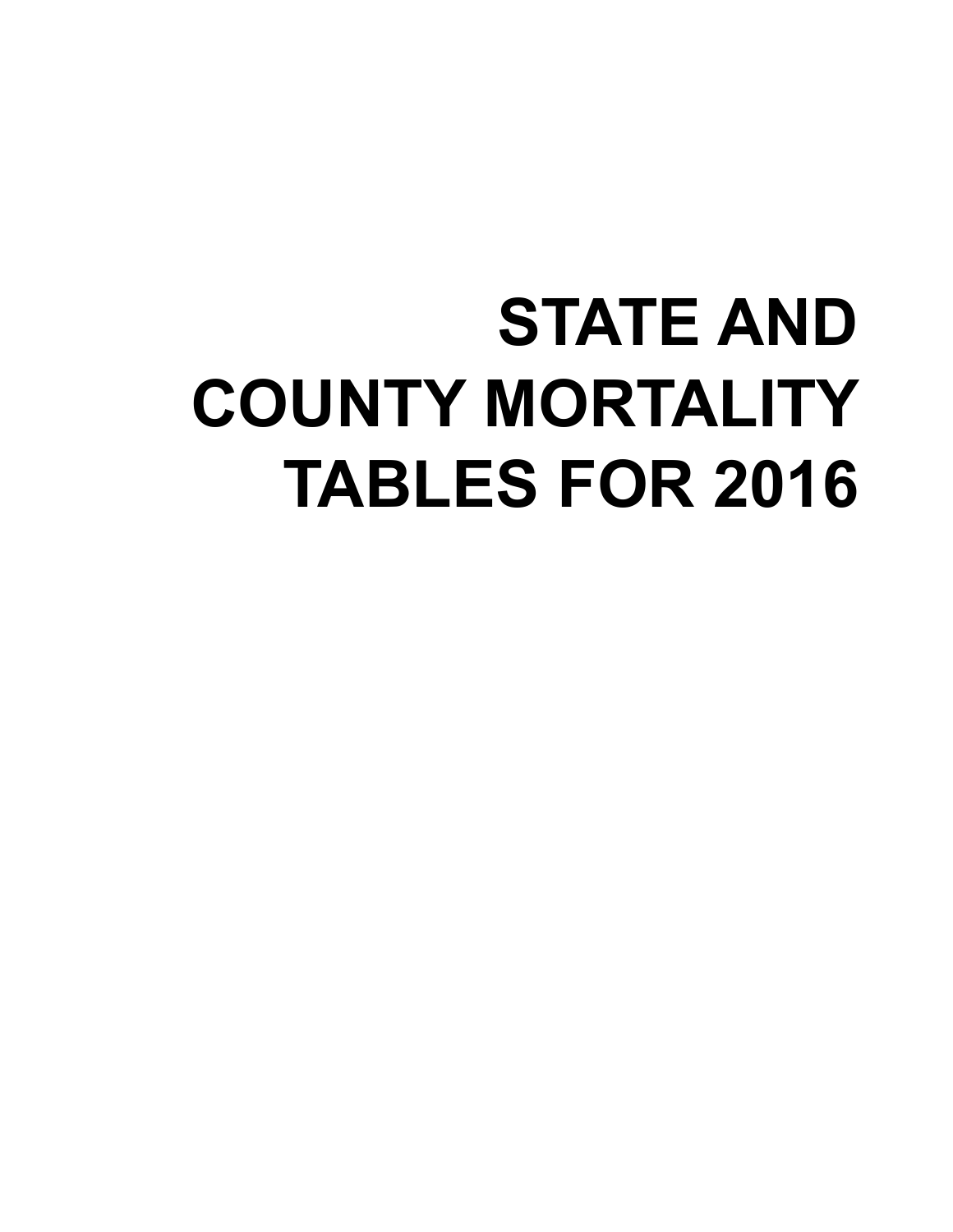# STATE AND COUNTY MORTALITY TABLES FOR 2016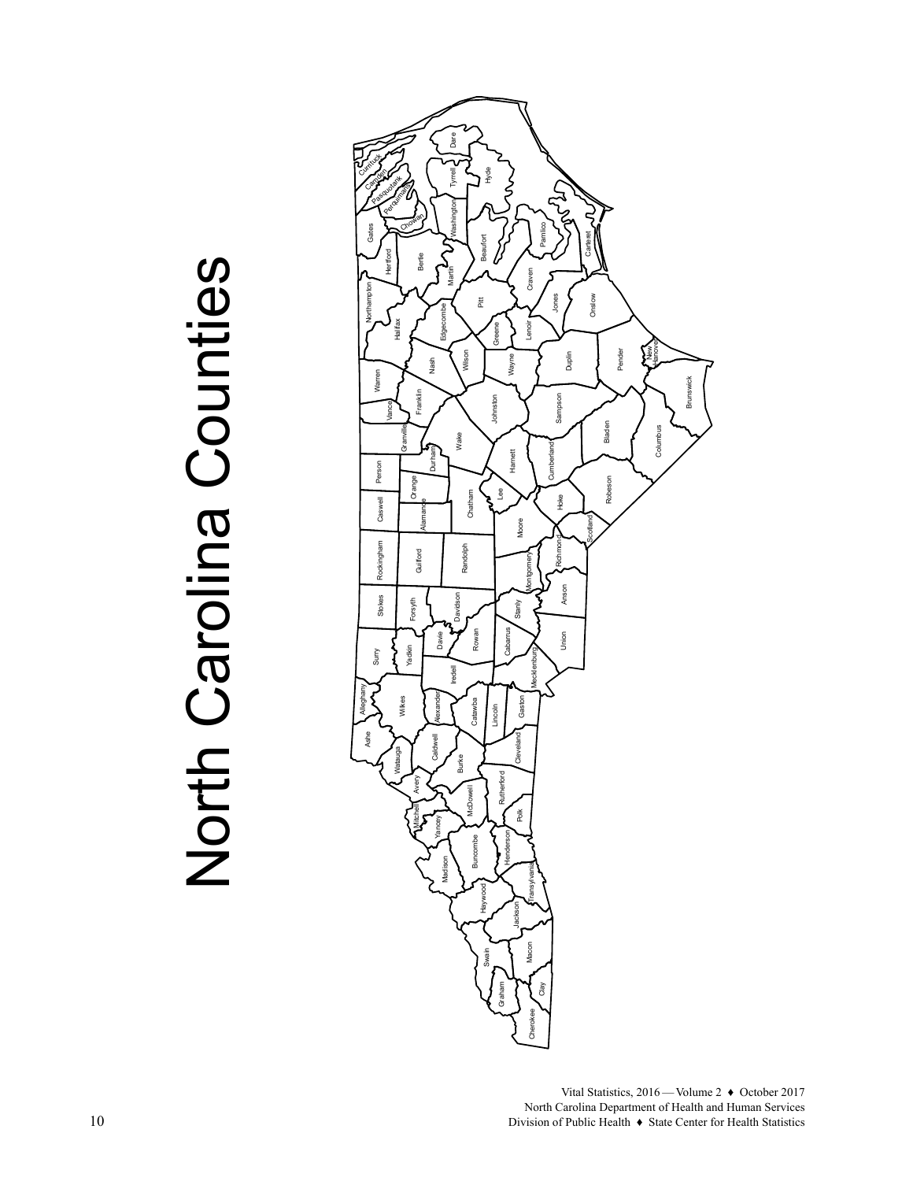# North Carolina Counties

Currituck
Camden
Pasquotank
Perquimans
Chowan
Gates
Hertford
Bertie
Northampton
Halifax
Martin
Washington
Tyrrell
Dare
Hyde
Beaufort
Pamlico
Carteret
Craven
Pitt
Edgecombe
Nash
Warren
Vance
Franklin
Granville
Wilson
Greene
Lenoir
Jones
Onslow
Wayne
Duplin
Pender
New Hanover
Brunswick
Johnston
Sampson
Bladen
Columbus
Wake
Durham
Person
Orange
Caswell
Alamance
Chatham
Harnett
Cumberland
Lee
Hoke
Robeson
Scotland
Moore
Richmond
Rockingham
Guilford
Randolph
Montgomery
Anson
Stokes
Forsyth
Davidson
Stanly
Union
Surry
Yadkin
Davie
Rowan
Cabarrus
Mecklenburg
Iredell
Alleghany
Wilkes
Alexander
Catawba
Lincoln
Gaston
Ashe
Watauga
Caldwell
Burke
Cleveland
Avery
McDowell
Rutherford
Mitchell
Yancey
Polk
Madison
Buncombe
Henderson
Haywood
Transylvania
Jackson
Swain
Macon
Graham
Clay
Cherokee

Vital Statistics, 2016 — Volume 2 ♦ October 2017
North Carolina Department of Health and Human Services
Division of Public Health ♦ State Center for Health Statistics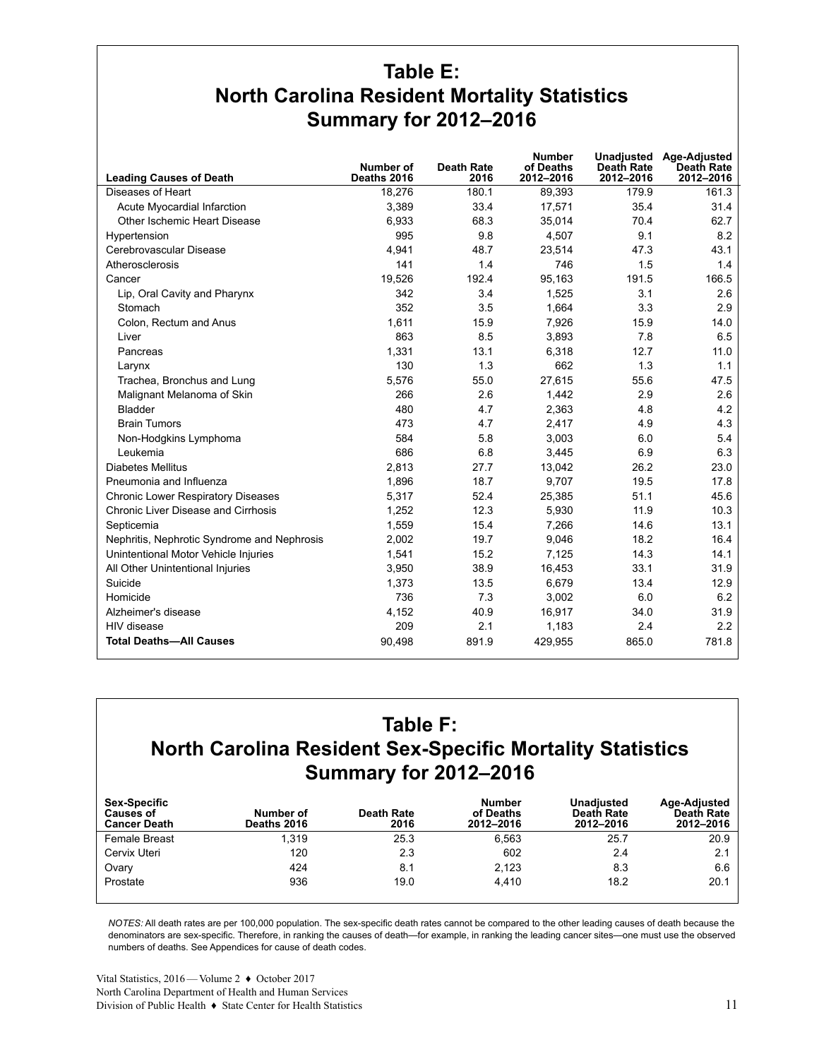## Table E: North Carolina Resident Mortality Statistics Summary for 2012–2016

| Leading Causes of Death | Number of Deaths 2016 | Death Rate 2016 | Number of Deaths 2012–2016 | Unadjusted Death Rate 2012–2016 | Age-Adjusted Death Rate 2012–2016 |
|---|---|---|---|---|---|
| Diseases of Heart | 18,276 | 180.1 | 89,393 | 179.9 | 161.3 |
| Acute Myocardial Infarction | 3,389 | 33.4 | 17,571 | 35.4 | 31.4 |
| Other Ischemic Heart Disease | 6,933 | 68.3 | 35,014 | 70.4 | 62.7 |
| Hypertension | 995 | 9.8 | 4,507 | 9.1 | 8.2 |
| Cerebrovascular Disease | 4,941 | 48.7 | 23,514 | 47.3 | 43.1 |
| Atherosclerosis | 141 | 1.4 | 746 | 1.5 | 1.4 |
| Cancer | 19,526 | 192.4 | 95,163 | 191.5 | 166.5 |
| Lip, Oral Cavity and Pharynx | 342 | 3.4 | 1,525 | 3.1 | 2.6 |
| Stomach | 352 | 3.5 | 1,664 | 3.3 | 2.9 |
| Colon, Rectum and Anus | 1,611 | 15.9 | 7,926 | 15.9 | 14.0 |
| Liver | 863 | 8.5 | 3,893 | 7.8 | 6.5 |
| Pancreas | 1,331 | 13.1 | 6,318 | 12.7 | 11.0 |
| Larynx | 130 | 1.3 | 662 | 1.3 | 1.1 |
| Trachea, Bronchus and Lung | 5,576 | 55.0 | 27,615 | 55.6 | 47.5 |
| Malignant Melanoma of Skin | 266 | 2.6 | 1,442 | 2.9 | 2.6 |
| Bladder | 480 | 4.7 | 2,363 | 4.8 | 4.2 |
| Brain Tumors | 473 | 4.7 | 2,417 | 4.9 | 4.3 |
| Non-Hodgkins Lymphoma | 584 | 5.8 | 3,003 | 6.0 | 5.4 |
| Leukemia | 686 | 6.8 | 3,445 | 6.9 | 6.3 |
| Diabetes Mellitus | 2,813 | 27.7 | 13,042 | 26.2 | 23.0 |
| Pneumonia and Influenza | 1,896 | 18.7 | 9,707 | 19.5 | 17.8 |
| Chronic Lower Respiratory Diseases | 5,317 | 52.4 | 25,385 | 51.1 | 45.6 |
| Chronic Liver Disease and Cirrhosis | 1,252 | 12.3 | 5,930 | 11.9 | 10.3 |
| Septicemia | 1,559 | 15.4 | 7,266 | 14.6 | 13.1 |
| Nephritis, Nephrotic Syndrome and Nephrosis | 2,002 | 19.7 | 9,046 | 18.2 | 16.4 |
| Unintentional Motor Vehicle Injuries | 1,541 | 15.2 | 7,125 | 14.3 | 14.1 |
| All Other Unintentional Injuries | 3,950 | 38.9 | 16,453 | 33.1 | 31.9 |
| Suicide | 1,373 | 13.5 | 6,679 | 13.4 | 12.9 |
| Homicide | 736 | 7.3 | 3,002 | 6.0 | 6.2 |
| Alzheimer's disease | 4,152 | 40.9 | 16,917 | 34.0 | 31.9 |
| HIV disease | 209 | 2.1 | 1,183 | 2.4 | 2.2 |
| **Total Deaths—All Causes** | 90,498 | 891.9 | 429,955 | 865.0 | 781.8 |

## Table F: North Carolina Resident Sex-Specific Mortality Statistics Summary for 2012–2016

| Sex-Specific Causes of Cancer Death | Number of Deaths 2016 | Death Rate 2016 | Number of Deaths 2012–2016 | Unadjusted Death Rate 2012–2016 | Age-Adjusted Death Rate 2012–2016 |
|---|---|---|---|---|---|
| Female Breast | 1,319 | 25.3 | 6,563 | 25.7 | 20.9 |
| Cervix Uteri | 120 | 2.3 | 602 | 2.4 | 2.1 |
| Ovary | 424 | 8.1 | 2,123 | 8.3 | 6.6 |
| Prostate | 936 | 19.0 | 4,410 | 18.2 | 20.1 |

*NOTES:* All death rates are per 100,000 population. The sex-specific death rates cannot be compared to the other leading causes of death because the denominators are sex-specific. Therefore, in ranking the causes of death—for example, in ranking the leading cancer sites—one must use the observed numbers of deaths. See Appendices for cause of death codes.

Vital Statistics, 2016 — Volume 2 ♦ October 2017
North Carolina Department of Health and Human Services
Division of Public Health ♦ State Center for Health Statistics